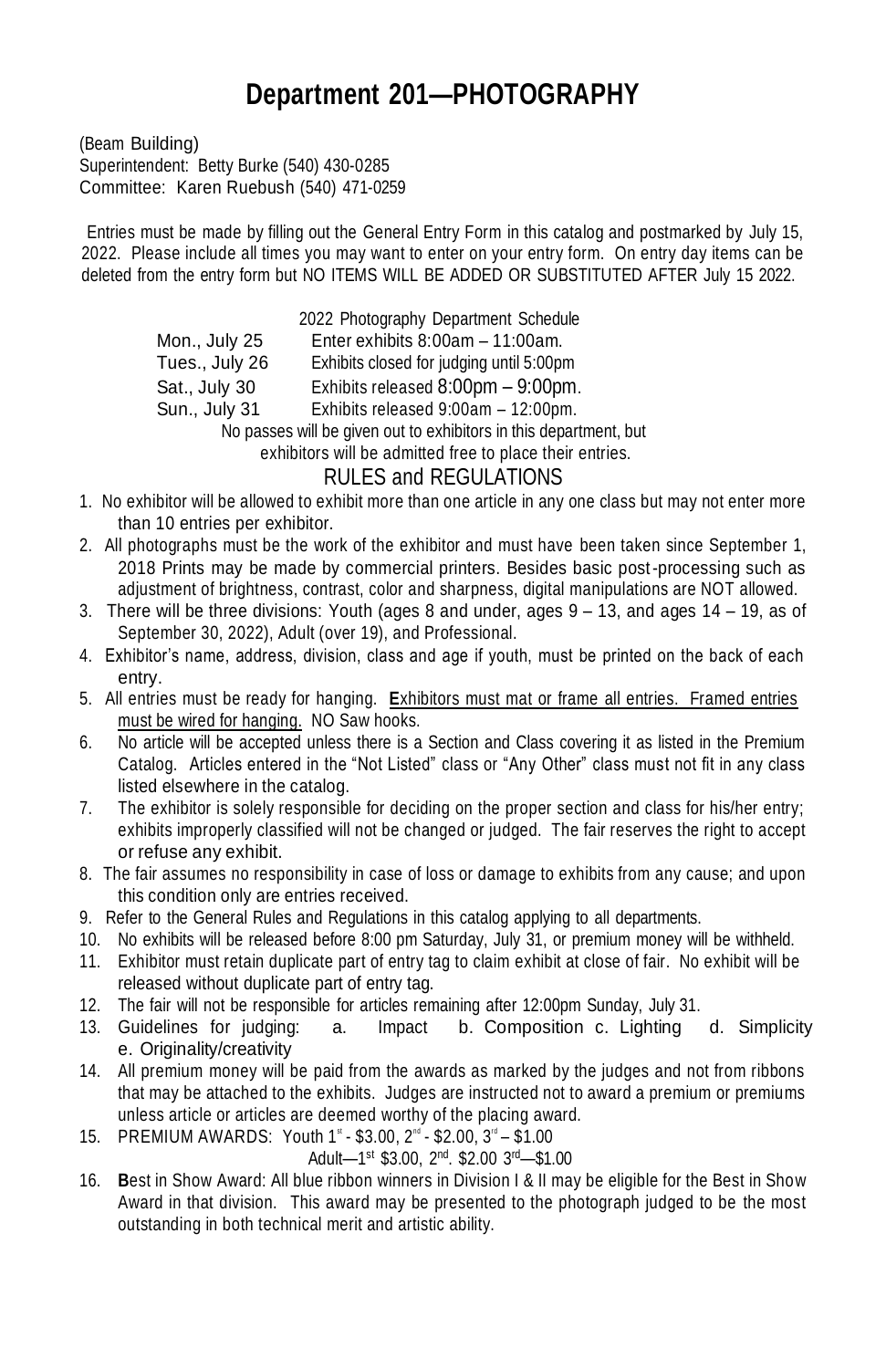# Department 201—PHOTOGRAPHY

(Beam Building)
Superintendent: Betty Burke (540) 430-0285
Committee: Karen Ruebush (540) 471-0259

Entries must be made by filling out the General Entry Form in this catalog and postmarked by July 15, 2022. Please include all times you may want to enter on your entry form. On entry day items can be deleted from the entry form but NO ITEMS WILL BE ADDED OR SUBSTITUTED AFTER July 15 2022.

2022 Photography Department Schedule

| | |
|---|---|
| Mon., July 25 | Enter exhibits 8:00am – 11:00am. |
| Tues., July 26 | Exhibits closed for judging until 5:00pm |
| Sat., July 30 | Exhibits released 8:00pm – 9:00pm. |
| Sun., July 31 | Exhibits released 9:00am – 12:00pm. |

No passes will be given out to exhibitors in this department, but exhibitors will be admitted free to place their entries.

## RULES and REGULATIONS

1. No exhibitor will be allowed to exhibit more than one article in any one class but may not enter more than 10 entries per exhibitor.
2. All photographs must be the work of the exhibitor and must have been taken since September 1, 2018 Prints may be made by commercial printers. Besides basic post-processing such as adjustment of brightness, contrast, color and sharpness, digital manipulations are NOT allowed.
3. There will be three divisions: Youth (ages 8 and under, ages 9 – 13, and ages 14 – 19, as of September 30, 2022), Adult (over 19), and Professional.
4. Exhibitor's name, address, division, class and age if youth, must be printed on the back of each entry.
5. All entries must be ready for hanging. **E**<u>xhibitors must mat or frame all entries. Framed entries must be wired for hanging.</u> NO Saw hooks.
6. No article will be accepted unless there is a Section and Class covering it as listed in the Premium Catalog. Articles entered in the "Not Listed" class or "Any Other" class must not fit in any class listed elsewhere in the catalog.
7. The exhibitor is solely responsible for deciding on the proper section and class for his/her entry; exhibits improperly classified will not be changed or judged. The fair reserves the right to accept or refuse any exhibit.
8. The fair assumes no responsibility in case of loss or damage to exhibits from any cause; and upon this condition only are entries received.
9. Refer to the General Rules and Regulations in this catalog applying to all departments.
10. No exhibits will be released before 8:00 pm Saturday, July 31, or premium money will be withheld.
11. Exhibitor must retain duplicate part of entry tag to claim exhibit at close of fair. No exhibit will be released without duplicate part of entry tag.
12. The fair will not be responsible for articles remaining after 12:00pm Sunday, July 31.
13. Guidelines for judging: a. Impact b. Composition c. Lighting d. Simplicity e. Originality/creativity
14. All premium money will be paid from the awards as marked by the judges and not from ribbons that may be attached to the exhibits. Judges are instructed not to award a premium or premiums unless article or articles are deemed worthy of the placing award.
15. PREMIUM AWARDS: Youth 1st - $3.00, 2nd - $2.00, 3rd – $1.00
    Adult—1st $3.00, 2nd. $2.00 3rd—$1.00
16. **B**est in Show Award: All blue ribbon winners in Division I & II may be eligible for the Best in Show Award in that division. This award may be presented to the photograph judged to be the most outstanding in both technical merit and artistic ability.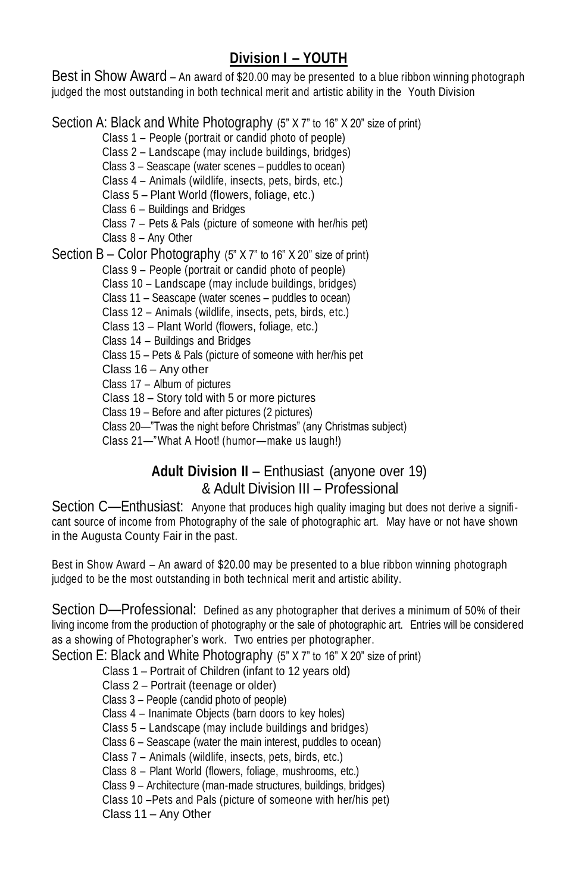## Division I – YOUTH

Best in Show Award – An award of $20.00 may be presented to a blue ribbon winning photograph judged the most outstanding in both technical merit and artistic ability in the Youth Division

Section A: Black and White Photography (5" X 7" to 16" X 20" size of print)

- Class 1 – People (portrait or candid photo of people)
- Class 2 – Landscape (may include buildings, bridges)
- Class 3 – Seascape (water scenes – puddles to ocean)
- Class 4 – Animals (wildlife, insects, pets, birds, etc.)
- Class 5 – Plant World (flowers, foliage, etc.)
- Class 6 – Buildings and Bridges
- Class 7 – Pets & Pals (picture of someone with her/his pet)
- Class 8 – Any Other

Section B – Color Photography (5" X 7" to 16" X 20" size of print)

- Class 9 – People (portrait or candid photo of people)
- Class 10 – Landscape (may include buildings, bridges)
- Class 11 – Seascape (water scenes – puddles to ocean)
- Class 12 – Animals (wildlife, insects, pets, birds, etc.)
- Class 13 – Plant World (flowers, foliage, etc.)
- Class 14 – Buildings and Bridges
- Class 15 – Pets & Pals (picture of someone with her/his pet
- Class 16 – Any other
- Class 17 – Album of pictures
- Class 18 – Story told with 5 or more pictures
- Class 19 – Before and after pictures (2 pictures)
- Class 20—"Twas the night before Christmas" (any Christmas subject)
- Class 21—"What A Hoot! (humor—make us laugh!)

## **Adult Division II** – Enthusiast (anyone over 19) & Adult Division III – Professional

Section C—Enthusiast: Anyone that produces high quality imaging but does not derive a significant source of income from Photography of the sale of photographic art. May have or not have shown in the Augusta County Fair in the past.

Best in Show Award – An award of $20.00 may be presented to a blue ribbon winning photograph judged to be the most outstanding in both technical merit and artistic ability.

Section D—Professional: Defined as any photographer that derives a minimum of 50% of their living income from the production of photography or the sale of photographic art. Entries will be considered as a showing of Photographer's work. Two entries per photographer.

Section E: Black and White Photography (5" X 7" to 16" X 20" size of print)

- Class 1 – Portrait of Children (infant to 12 years old)
- Class 2 – Portrait (teenage or older)
- Class 3 – People (candid photo of people)
- Class 4 – Inanimate Objects (barn doors to key holes)
- Class 5 – Landscape (may include buildings and bridges)
- Class 6 – Seascape (water the main interest, puddles to ocean)
- Class 7 – Animals (wildlife, insects, pets, birds, etc.)
- Class 8 – Plant World (flowers, foliage, mushrooms, etc.)
- Class 9 – Architecture (man-made structures, buildings, bridges)
- Class 10 –Pets and Pals (picture of someone with her/his pet)
- Class 11 – Any Other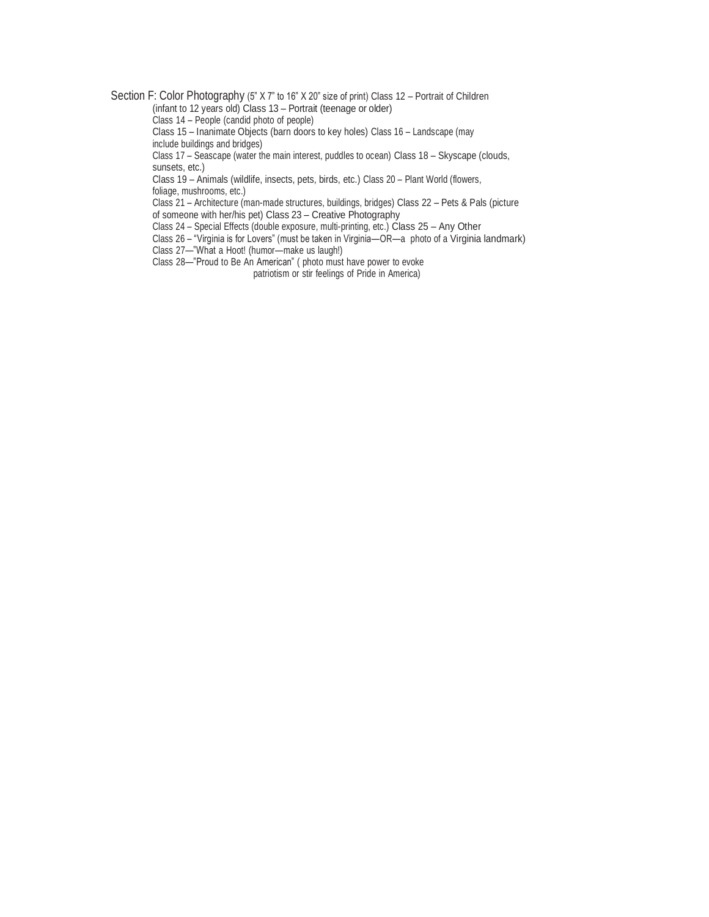## Section F: Color Photography (5" X 7" to 16" X 20" size of print)

- Class 12 – Portrait of Children (infant to 12 years old)
- Class 13 – Portrait (teenage or older)
- Class 14 – People (candid photo of people)
- Class 15 – Inanimate Objects (barn doors to key holes)
- Class 16 – Landscape (may include buildings and bridges)
- Class 17 – Seascape (water the main interest, puddles to ocean)
- Class 18 – Skyscape (clouds, sunsets, etc.)
- Class 19 – Animals (wildlife, insects, pets, birds, etc.)
- Class 20 – Plant World (flowers, foliage, mushrooms, etc.)
- Class 21 – Architecture (man-made structures, buildings, bridges)
- Class 22 – Pets & Pals (picture of someone with her/his pet)
- Class 23 – Creative Photography
- Class 24 – Special Effects (double exposure, multi-printing, etc.)
- Class 25 – Any Other
- Class 26 – "Virginia is for Lovers" (must be taken in Virginia—OR—a photo of a Virginia landmark)
- Class 27—"What a Hoot! (humor—make us laugh!)
- Class 28—"Proud to Be An American" ( photo must have power to evoke patriotism or stir feelings of Pride in America)